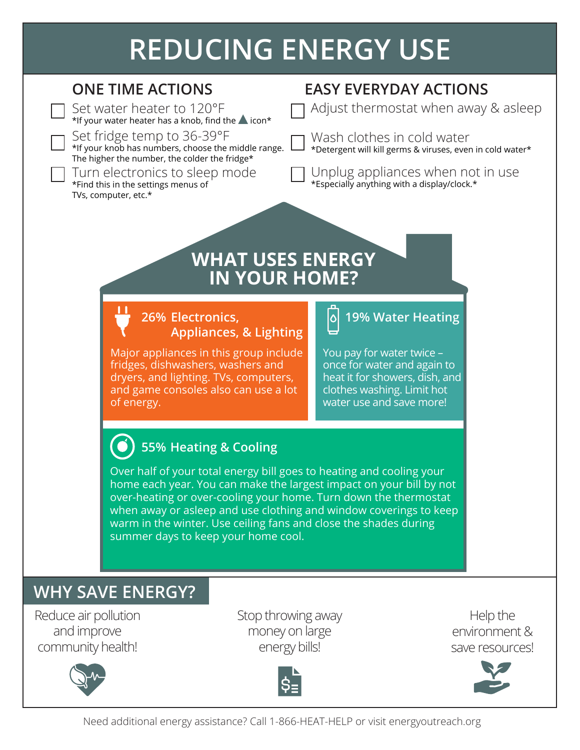# REDUCING ENERGY USE

## ONE TIME ACTIONS

- [ ] Set water heater to 120°F
  *If your water heater has a knob, find the ▲ icon*
- [ ] Set fridge temp to 36-39°F
  *If your knob has numbers, choose the middle range. The higher the number, the colder the fridge*
- [ ] Turn electronics to sleep mode
  *Find this in the settings menus of TVs, computer, etc.*

## EASY EVERYDAY ACTIONS

- [ ] Adjust thermostat when away & asleep
- [ ] Wash clothes in cold water
  *Detergent will kill germs & viruses, even in cold water*
- [ ] Unplug appliances when not in use
  *Especially anything with a display/clock.*

## WHAT USES ENERGY IN YOUR HOME?

### 26% Electronics, Appliances, & Lighting

Major appliances in this group include fridges, dishwashers, washers and dryers, and lighting. TVs, computers, and game consoles also can use a lot of energy.

### 19% Water Heating

You pay for water twice – once for water and again to heat it for showers, dish, and clothes washing. Limit hot water use and save more!

### 55% Heating & Cooling

Over half of your total energy bill goes to heating and cooling your home each year. You can make the largest impact on your bill by not over-heating or over-cooling your home. Turn down the thermostat when away or asleep and use clothing and window coverings to keep warm in the winter. Use ceiling fans and close the shades during summer days to keep your home cool.

## WHY SAVE ENERGY?

Reduce air pollution and improve community health!

Stop throwing away money on large energy bills!

Help the environment & save resources!

Need additional energy assistance? Call 1-866-HEAT-HELP or visit energyoutreach.org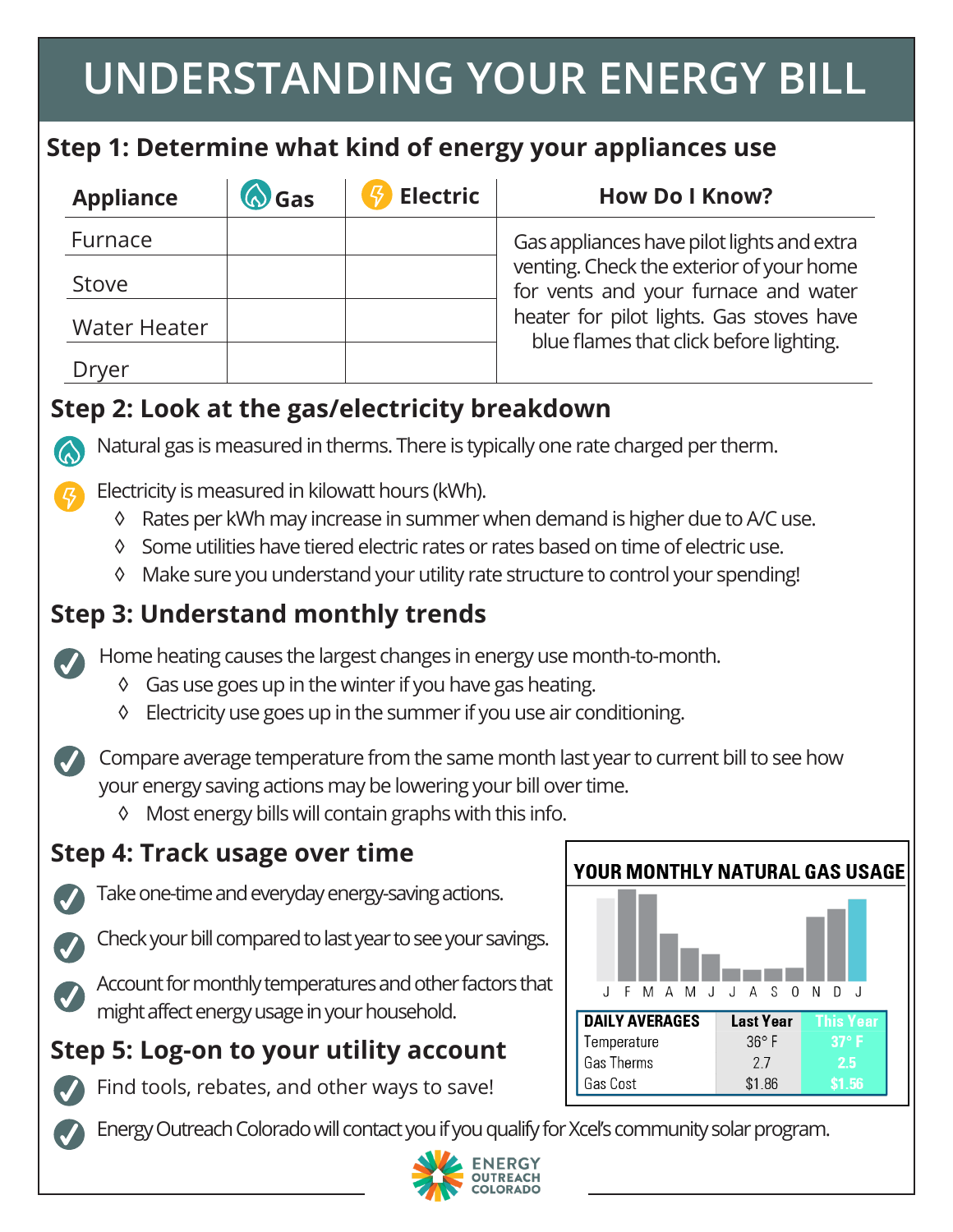# UNDERSTANDING YOUR ENERGY BILL

## Step 1: Determine what kind of energy your appliances use

| Appliance | Gas | Electric | How Do I Know? |
|---|---|---|---|
| Furnace | | | Gas appliances have pilot lights and extra venting. Check the exterior of your home for vents and your furnace and water heater for pilot lights. Gas stoves have blue flames that click before lighting. |
| Stove | | | |
| Water Heater | | | |
| Dryer | | | |

## Step 2: Look at the gas/electricity breakdown

Natural gas is measured in therms. There is typically one rate charged per therm.

Electricity is measured in kilowatt hours (kWh).

- Rates per kWh may increase in summer when demand is higher due to A/C use.
- Some utilities have tiered electric rates or rates based on time of electric use.
- Make sure you understand your utility rate structure to control your spending!

## Step 3: Understand monthly trends

- Home heating causes the largest changes in energy use month-to-month.
  - Gas use goes up in the winter if you have gas heating.
  - Electricity use goes up in the summer if you use air conditioning.
- Compare average temperature from the same month last year to current bill to see how your energy saving actions may be lowering your bill over time.
  - Most energy bills will contain graphs with this info.

## Step 4: Track usage over time

- Take one-time and everyday energy-saving actions.
- Check your bill compared to last year to see your savings.
- Account for monthly temperatures and other factors that might affect energy usage in your household.

YOUR MONTHLY NATURAL GAS USAGE

J F M A M J J A S O N D J

| DAILY AVERAGES | Last Year | This Year |
|---|---|---|
| Temperature | 36° F | 37° F |
| Gas Therms | 2.7 | 2.5 |
| Gas Cost | $1.86 | $1.56 |

## Step 5: Log-on to your utility account

- Find tools, rebates, and other ways to save!
- Energy Outreach Colorado will contact you if you qualify for Xcel's community solar program.

ENERGY OUTREACH COLORADO